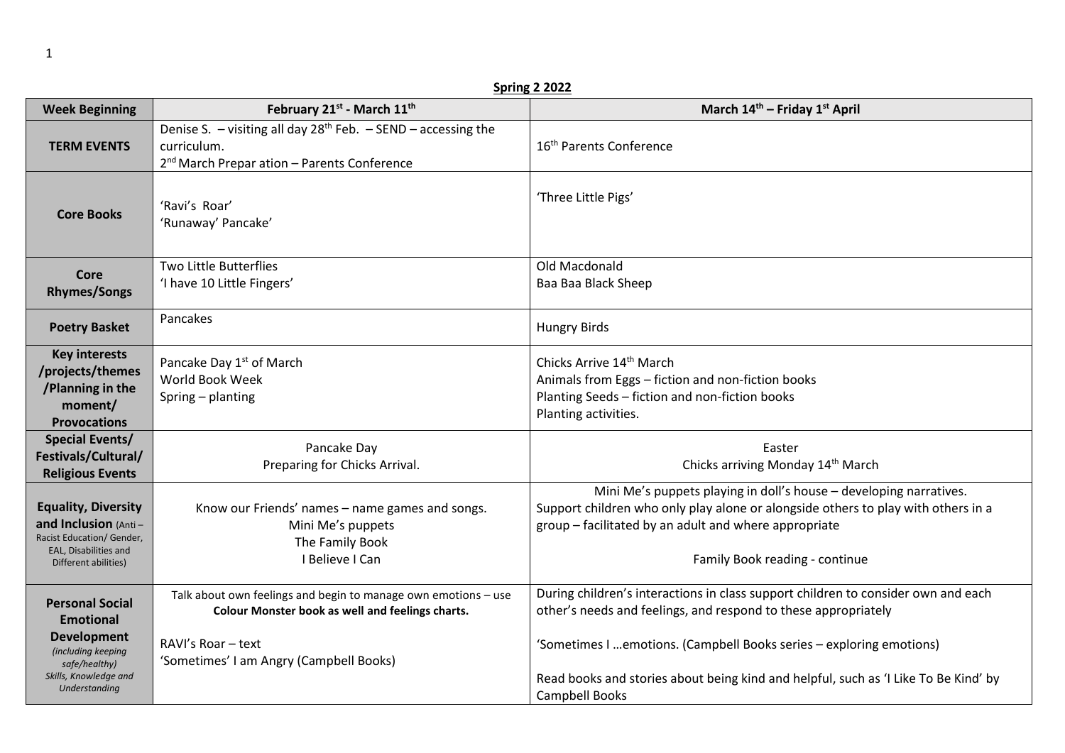**Spring 2 2022**

| Week Beginning | February 21st - March 11th | March 14th – Friday 1st April |
|---|---|---|
| **TERM EVENTS** | Denise S. – visiting all day 28th Feb. – SEND – accessing the curriculum.<br>2nd March Prepar ation – Parents Conference | 16th Parents Conference |
| **Core Books** | 'Ravi's Roar'<br>'Runaway' Pancake' | 'Three Little Pigs' |
| **Core Rhymes/Songs** | Two Little Butterflies<br>'I have 10 Little Fingers' | Old Macdonald<br>Baa Baa Black Sheep |
| **Poetry Basket** | Pancakes | Hungry Birds |
| **Key interests /projects/themes /Planning in the moment/ Provocations** | Pancake Day 1st of March<br>World Book Week<br>Spring – planting | Chicks Arrive 14th March<br>Animals from Eggs – fiction and non-fiction books<br>Planting Seeds – fiction and non-fiction books<br>Planting activities. |
| **Special Events/ Festivals/Cultural/ Religious Events** | Pancake Day<br>Preparing for Chicks Arrival. | Easter<br>Chicks arriving Monday 14th March |
| **Equality, Diversity and Inclusion** (Anti – Racist Education/ Gender, EAL, Disabilities and Different abilities) | Know our Friends' names – name games and songs.<br>Mini Me's puppets<br>The Family Book<br>I Believe I Can | Mini Me's puppets playing in doll's house – developing narratives.<br>Support children who only play alone or alongside others to play with others in a group – facilitated by an adult and where appropriate<br><br>Family Book reading - continue |
| **Personal Social Emotional Development** *(including keeping safe/healthy) Skills, Knowledge and Understanding* | Talk about own feelings and begin to manage own emotions – use **Colour Monster book as well and feelings charts.**<br><br>RAVI's Roar – text<br>'Sometimes' I am Angry (Campbell Books) | During children's interactions in class support children to consider own and each other's needs and feelings, and respond to these appropriately<br><br>'Sometimes I …emotions. (Campbell Books series – exploring emotions)<br><br>Read books and stories about being kind and helpful, such as 'I Like To Be Kind' by Campbell Books |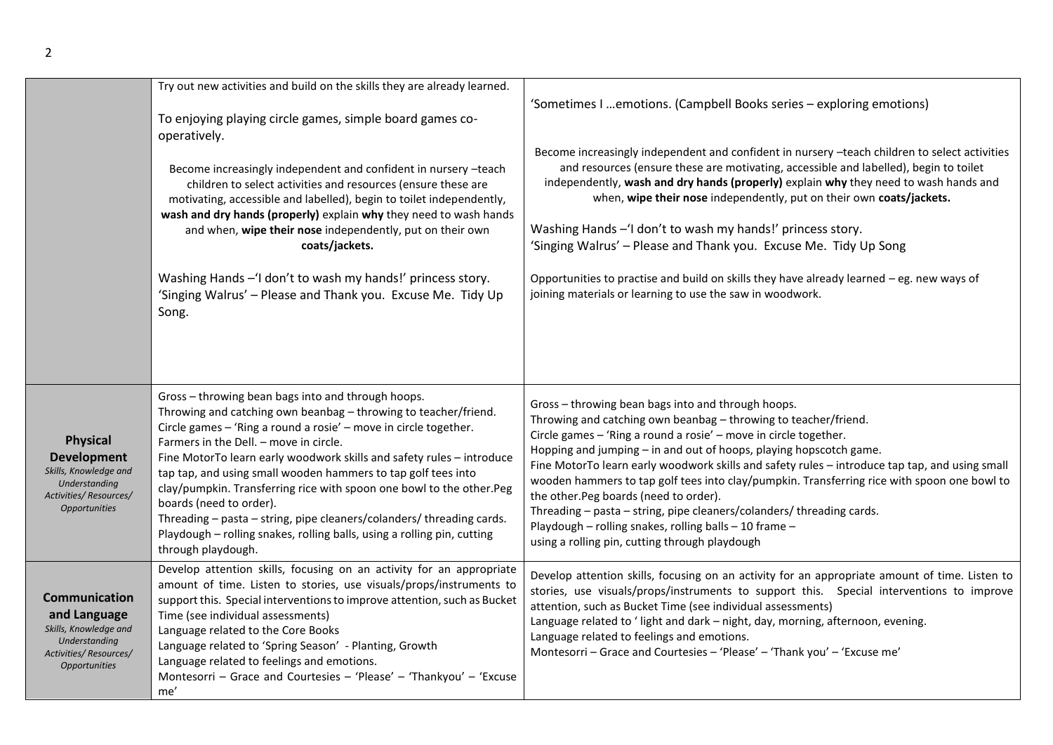| | | |
|---|---|---|
| | Try out new activities and build on the skills they are already learned.<br><br>To enjoying playing circle games, simple board games co-operatively.<br><br>Become increasingly independent and confident in nursery –teach children to select activities and resources (ensure these are motivating, accessible and labelled), begin to toilet independently, **wash and dry hands (properly)** explain **why** they need to wash hands and when, **wipe their nose** independently, put on their own **coats/jackets.**<br><br>Washing Hands –'I don't to wash my hands!' princess story.<br>'Singing Walrus' – Please and Thank you. Excuse Me. Tidy Up Song. | 'Sometimes I …emotions. (Campbell Books series – exploring emotions)<br><br>Become increasingly independent and confident in nursery –teach children to select activities and resources (ensure these are motivating, accessible and labelled), begin to toilet independently, **wash and dry hands (properly)** explain **why** they need to wash hands and when, **wipe their nose** independently, put on their own **coats/jackets.**<br><br>Washing Hands –'I don't to wash my hands!' princess story.<br>'Singing Walrus' – Please and Thank you. Excuse Me. Tidy Up Song<br><br>Opportunities to practise and build on skills they have already learned – eg. new ways of joining materials or learning to use the saw in woodwork. |
| **Physical Development**<br>*Skills, Knowledge and Understanding Activities/ Resources/ Opportunities* | Gross – throwing bean bags into and through hoops.<br>Throwing and catching own beanbag – throwing to teacher/friend.<br>Circle games – 'Ring a round a rosie' – move in circle together.<br>Farmers in the Dell. – move in circle.<br>Fine MotorTo learn early woodwork skills and safety rules – introduce tap tap, and using small wooden hammers to tap golf tees into clay/pumpkin. Transferring rice with spoon one bowl to the other.Peg boards (need to order).<br>Threading – pasta – string, pipe cleaners/colanders/ threading cards.<br>Playdough – rolling snakes, rolling balls, using a rolling pin, cutting through playdough. | Gross – throwing bean bags into and through hoops.<br>Throwing and catching own beanbag – throwing to teacher/friend.<br>Circle games – 'Ring a round a rosie' – move in circle together.<br>Hopping and jumping – in and out of hoops, playing hopscotch game.<br>Fine MotorTo learn early woodwork skills and safety rules – introduce tap tap, and using small wooden hammers to tap golf tees into clay/pumpkin. Transferring rice with spoon one bowl to the other.Peg boards (need to order).<br>Threading – pasta – string, pipe cleaners/colanders/ threading cards.<br>Playdough – rolling snakes, rolling balls – 10 frame –<br>using a rolling pin, cutting through playdough |
| **Communication and Language**<br>*Skills, Knowledge and Understanding Activities/ Resources/ Opportunities* | Develop attention skills, focusing on an activity for an appropriate amount of time. Listen to stories, use visuals/props/instruments to support this. Special interventions to improve attention, such as Bucket Time (see individual assessments)<br>Language related to the Core Books<br>Language related to 'Spring Season' - Planting, Growth<br>Language related to feelings and emotions.<br>Montesorri – Grace and Courtesies – 'Please' – 'Thankyou' – 'Excuse me' | Develop attention skills, focusing on an activity for an appropriate amount of time. Listen to stories, use visuals/props/instruments to support this. Special interventions to improve attention, such as Bucket Time (see individual assessments)<br>Language related to ' light and dark – night, day, morning, afternoon, evening.<br>Language related to feelings and emotions.<br>Montesorri – Grace and Courtesies – 'Please' – 'Thank you' – 'Excuse me' |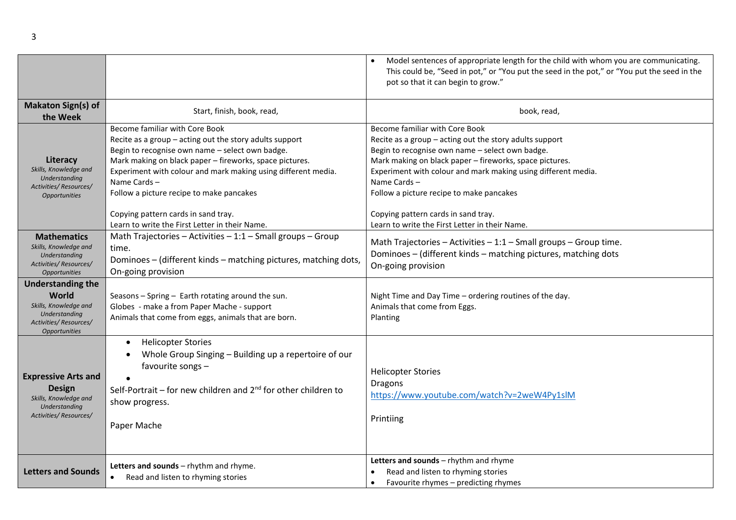| | | |
|---|---|---|
| | | • Model sentences of appropriate length for the child with whom you are communicating. This could be, "Seed in pot," or "You put the seed in the pot," or "You put the seed in the pot so that it can begin to grow." |
| **Makaton Sign(s) of the Week** | Start, finish, book, read, | book, read, |
| **Literacy** *Skills, Knowledge and Understanding Activities/ Resources/ Opportunities* | Become familiar with Core Book<br>Recite as a group – acting out the story adults support<br>Begin to recognise own name – select own badge.<br>Mark making on black paper – fireworks, space pictures.<br>Experiment with colour and mark making using different media.<br>Name Cards –<br>Follow a picture recipe to make pancakes<br><br>Copying pattern cards in sand tray.<br>Learn to write the First Letter in their Name. | Become familiar with Core Book<br>Recite as a group – acting out the story adults support<br>Begin to recognise own name – select own badge.<br>Mark making on black paper – fireworks, space pictures.<br>Experiment with colour and mark making using different media.<br>Name Cards –<br>Follow a picture recipe to make pancakes<br><br>Copying pattern cards in sand tray.<br>Learn to write the First Letter in their Name. |
| **Mathematics** *Skills, Knowledge and Understanding Activities/ Resources/ Opportunities* | Math Trajectories – Activities – 1:1 – Small groups – Group time.<br>Dominoes – (different kinds – matching pictures, matching dots,<br>On-going provision | Math Trajectories – Activities – 1:1 – Small groups – Group time.<br>Dominoes – (different kinds – matching pictures, matching dots<br>On-going provision |
| **Understanding the World** *Skills, Knowledge and Understanding Activities/ Resources/ Opportunities* | Seasons – Spring – Earth rotating around the sun.<br>Globes - make a from Paper Mache - support<br>Animals that come from eggs, animals that are born. | Night Time and Day Time – ordering routines of the day.<br>Animals that come from Eggs.<br>Planting |
| **Expressive Arts and Design** *Skills, Knowledge and Understanding Activities/ Resources/* | • Helicopter Stories<br>• Whole Group Singing – Building up a repertoire of our favourite songs –<br>•<br>Self-Portrait – for new children and 2nd for other children to show progress.<br><br>Paper Mache | Helicopter Stories<br>Dragons<br>https://www.youtube.com/watch?v=2weW4Py1slM<br><br>Printiing |
| **Letters and Sounds** | **Letters and sounds** – rhythm and rhyme.<br>• Read and listen to rhyming stories | **Letters and sounds** – rhythm and rhyme<br>• Read and listen to rhyming stories<br>• Favourite rhymes – predicting rhymes |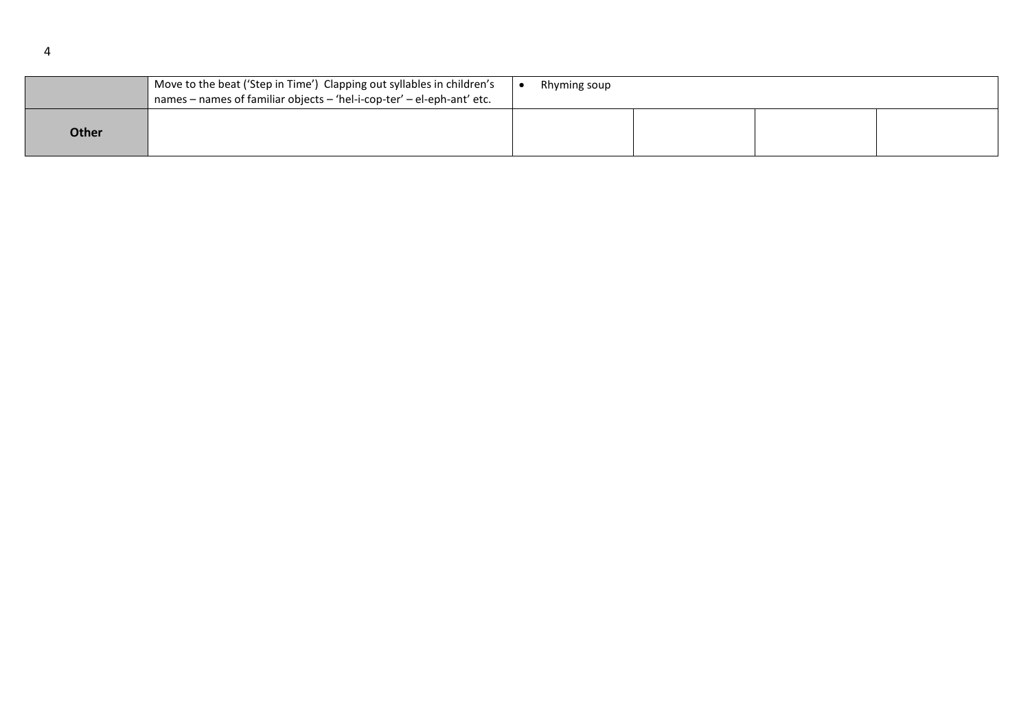| | | | | | |
|---|---|---|---|---|---|
| | Move to the beat ('Step in Time') Clapping out syllables in children's names – names of familiar objects – 'hel-i-cop-ter' – el-eph-ant' etc. | • Rhyming soup | | | |
| **Other** | | | | | |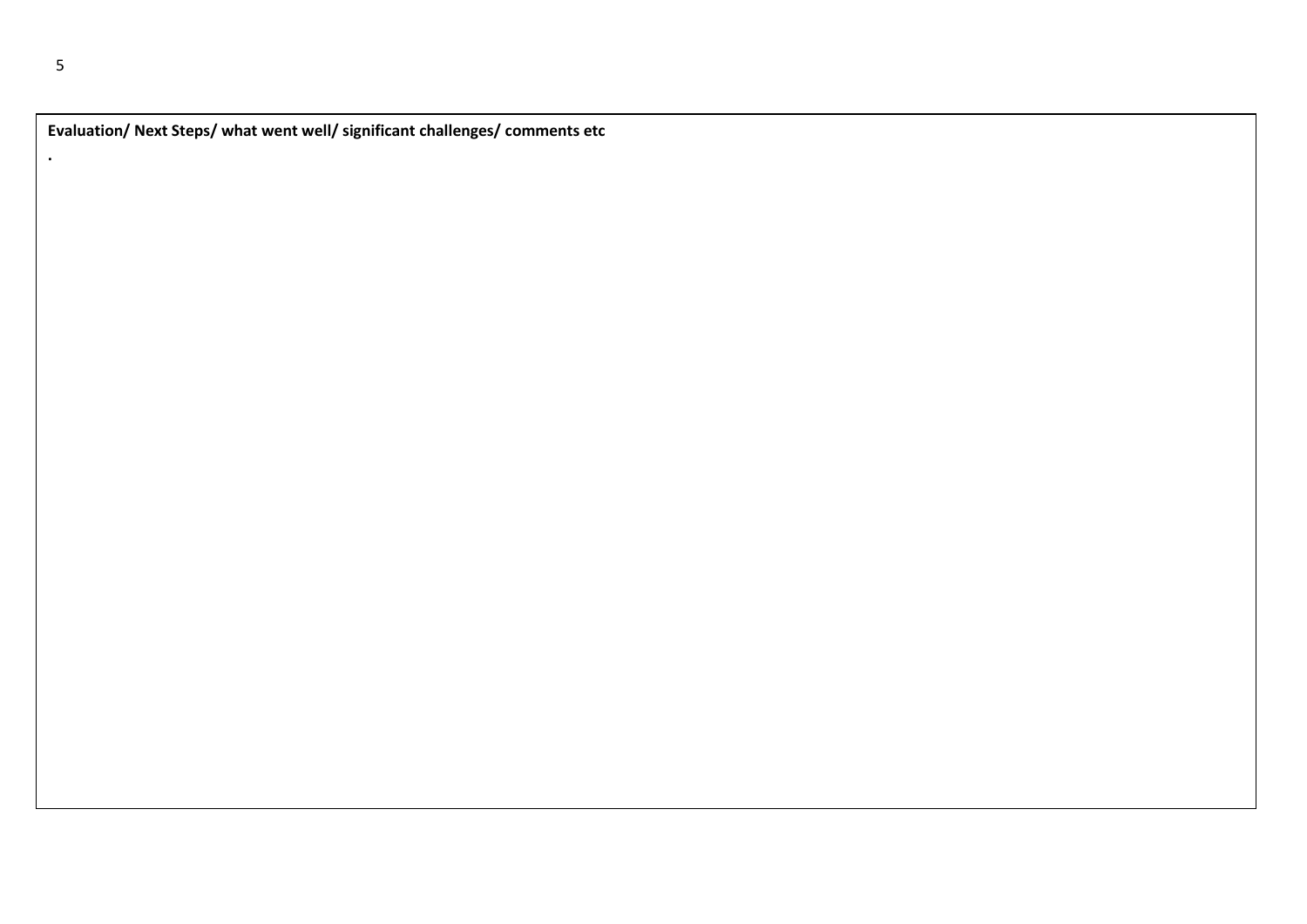**Evaluation/ Next Steps/ what went well/ significant challenges/ comments etc**

.